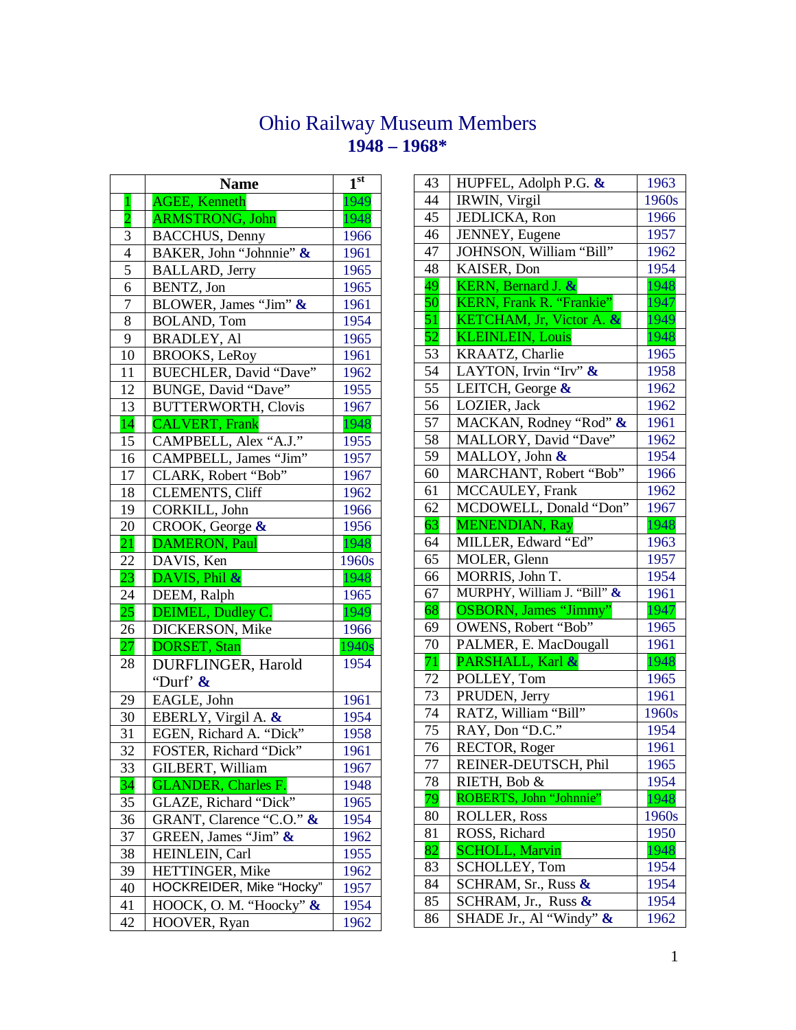# Ohio Railway Museum Members
## 1948 – 1968*

| | Name | 1st |
|---|---|---|
| 1 | AGEE, Kenneth | 1949 |
| 2 | ARMSTRONG, John | 1948 |
| 3 | BACCHUS, Denny | 1966 |
| 4 | BAKER, John "Johnnie" & | 1961 |
| 5 | BALLARD, Jerry | 1965 |
| 6 | BENTZ, Jon | 1965 |
| 7 | BLOWER, James "Jim" & | 1961 |
| 8 | BOLAND, Tom | 1954 |
| 9 | BRADLEY, Al | 1965 |
| 10 | BROOKS, LeRoy | 1961 |
| 11 | BUECHLER, David "Dave" | 1962 |
| 12 | BUNGE, David "Dave" | 1955 |
| 13 | BUTTERWORTH, Clovis | 1967 |
| 14 | CALVERT, Frank | 1948 |
| 15 | CAMPBELL, Alex "A.J." | 1955 |
| 16 | CAMPBELL, James "Jim" | 1957 |
| 17 | CLARK, Robert "Bob" | 1967 |
| 18 | CLEMENTS, Cliff | 1962 |
| 19 | CORKILL, John | 1966 |
| 20 | CROOK, George & | 1956 |
| 21 | DAMERON, Paul | 1948 |
| 22 | DAVIS, Ken | 1960s |
| 23 | DAVIS, Phil & | 1948 |
| 24 | DEEM, Ralph | 1965 |
| 25 | DEIMEL, Dudley C. | 1949 |
| 26 | DICKERSON, Mike | 1966 |
| 27 | DORSET, Stan | 1940s |
| 28 | DURFLINGER, Harold "Durf' & | 1954 |
| 29 | EAGLE, John | 1961 |
| 30 | EBERLY, Virgil A. & | 1954 |
| 31 | EGEN, Richard A. "Dick" | 1958 |
| 32 | FOSTER, Richard "Dick" | 1961 |
| 33 | GILBERT, William | 1967 |
| 34 | GLANDER, Charles F. | 1948 |
| 35 | GLAZE, Richard "Dick" | 1965 |
| 36 | GRANT, Clarence "C.O." & | 1954 |
| 37 | GREEN, James "Jim" & | 1962 |
| 38 | HEINLEIN, Carl | 1955 |
| 39 | HETTINGER, Mike | 1962 |
| 40 | HOCKREIDER, Mike "Hocky" | 1957 |
| 41 | HOOCK, O. M. "Hoocky" & | 1954 |
| 42 | HOOVER, Ryan | 1962 |
| 43 | HUPFEL, Adolph P.G. & | 1963 |
| 44 | IRWIN, Virgil | 1960s |
| 45 | JEDLICKA, Ron | 1966 |
| 46 | JENNEY, Eugene | 1957 |
| 47 | JOHNSON, William "Bill" | 1962 |
| 48 | KAISER, Don | 1954 |
| 49 | KERN, Bernard J. & | 1948 |
| 50 | KERN, Frank R. "Frankie" | 1947 |
| 51 | KETCHAM, Jr, Victor A. & | 1949 |
| 52 | KLEINLEIN, Louis | 1948 |
| 53 | KRAATZ, Charlie | 1965 |
| 54 | LAYTON, Irvin "Irv" & | 1958 |
| 55 | LEITCH, George & | 1962 |
| 56 | LOZIER, Jack | 1962 |
| 57 | MACKAN, Rodney "Rod" & | 1961 |
| 58 | MALLORY, David "Dave" | 1962 |
| 59 | MALLOY, John & | 1954 |
| 60 | MARCHANT, Robert "Bob" | 1966 |
| 61 | MCCAULEY, Frank | 1962 |
| 62 | MCDOWELL, Donald "Don" | 1967 |
| 63 | MENENDIAN, Ray | 1948 |
| 64 | MILLER, Edward "Ed" | 1963 |
| 65 | MOLER, Glenn | 1957 |
| 66 | MORRIS, John T. | 1954 |
| 67 | MURPHY, William J. "Bill" & | 1961 |
| 68 | OSBORN, James "Jimmy" | 1947 |
| 69 | OWENS, Robert "Bob" | 1965 |
| 70 | PALMER, E. MacDougall | 1961 |
| 71 | PARSHALL, Karl & | 1948 |
| 72 | POLLEY, Tom | 1965 |
| 73 | PRUDEN, Jerry | 1961 |
| 74 | RATZ, William "Bill" | 1960s |
| 75 | RAY, Don "D.C." | 1954 |
| 76 | RECTOR, Roger | 1961 |
| 77 | REINER-DEUTSCH, Phil | 1965 |
| 78 | RIETH, Bob & | 1954 |
| 79 | ROBERTS, John "Johnnie" | 1948 |
| 80 | ROLLER, Ross | 1960s |
| 81 | ROSS, Richard | 1950 |
| 82 | SCHOLL, Marvin | 1948 |
| 83 | SCHOLLEY, Tom | 1954 |
| 84 | SCHRAM, Sr., Russ & | 1954 |
| 85 | SCHRAM, Jr., Russ & | 1954 |
| 86 | SHADE Jr., Al "Windy" & | 1962 |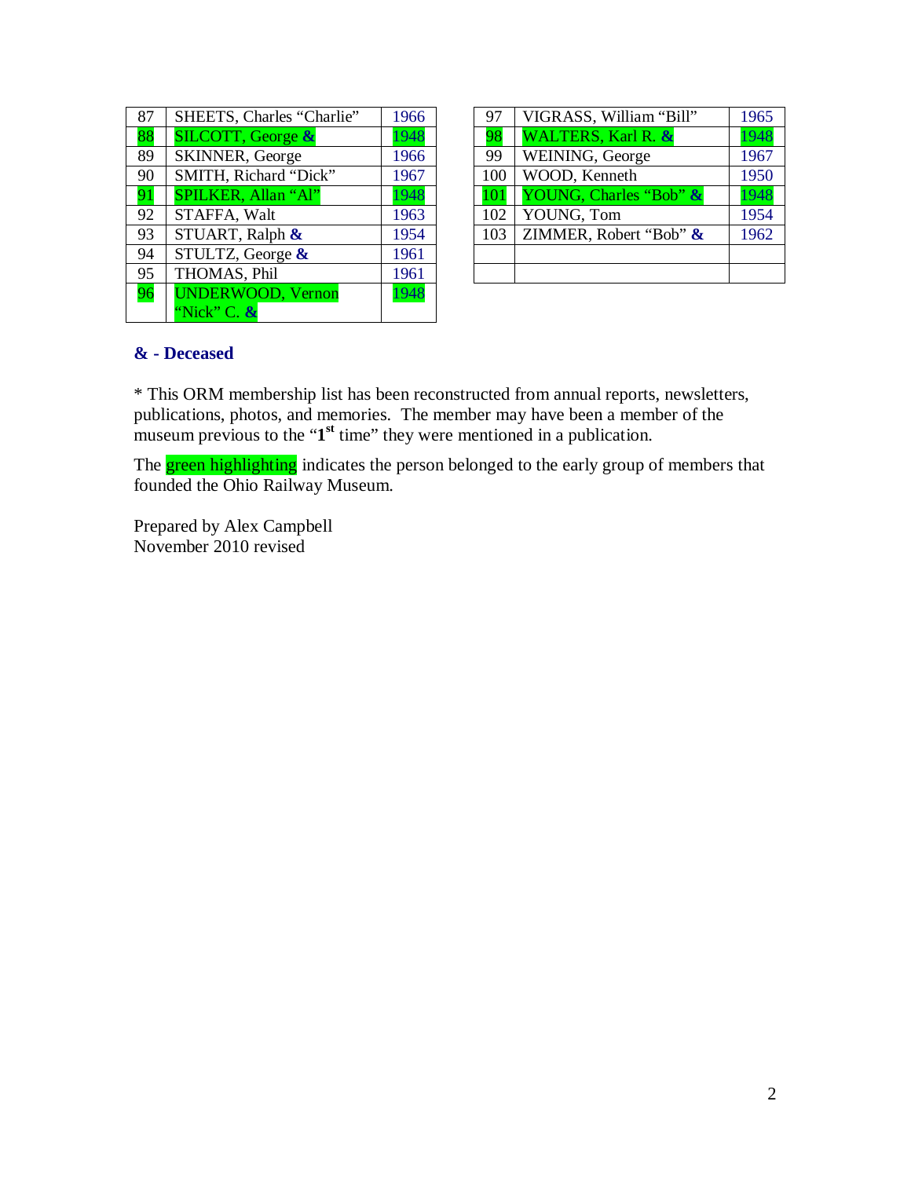| | | |
|---|---|---|
| 87 | SHEETS, Charles “Charlie” | 1966 |
| 88 | SILCOTT, George **&** | 1948 |
| 89 | SKINNER, George | 1966 |
| 90 | SMITH, Richard “Dick” | 1967 |
| 91 | SPILKER, Allan “Al” | 1948 |
| 92 | STAFFA, Walt | 1963 |
| 93 | STUART, Ralph **&** | 1954 |
| 94 | STULTZ, George **&** | 1961 |
| 95 | THOMAS, Phil | 1961 |
| 96 | UNDERWOOD, Vernon “Nick” C. **&** | 1948 |
| 97 | VIGRASS, William “Bill” | 1965 |
| 98 | WALTERS, Karl R. **&** | 1948 |
| 99 | WEINING, George | 1967 |
| 100 | WOOD, Kenneth | 1950 |
| 101 | YOUNG, Charles “Bob” **&** | 1948 |
| 102 | YOUNG, Tom | 1954 |
| 103 | ZIMMER, Robert “Bob” **&** | 1962 |
| | | |
| | | |

**& - Deceased**

* This ORM membership list has been reconstructed from annual reports, newsletters, publications, photos, and memories. The member may have been a member of the museum previous to the “**1st** time” they were mentioned in a publication.

The green highlighting indicates the person belonged to the early group of members that founded the Ohio Railway Museum.

Prepared by Alex Campbell
November 2010 revised